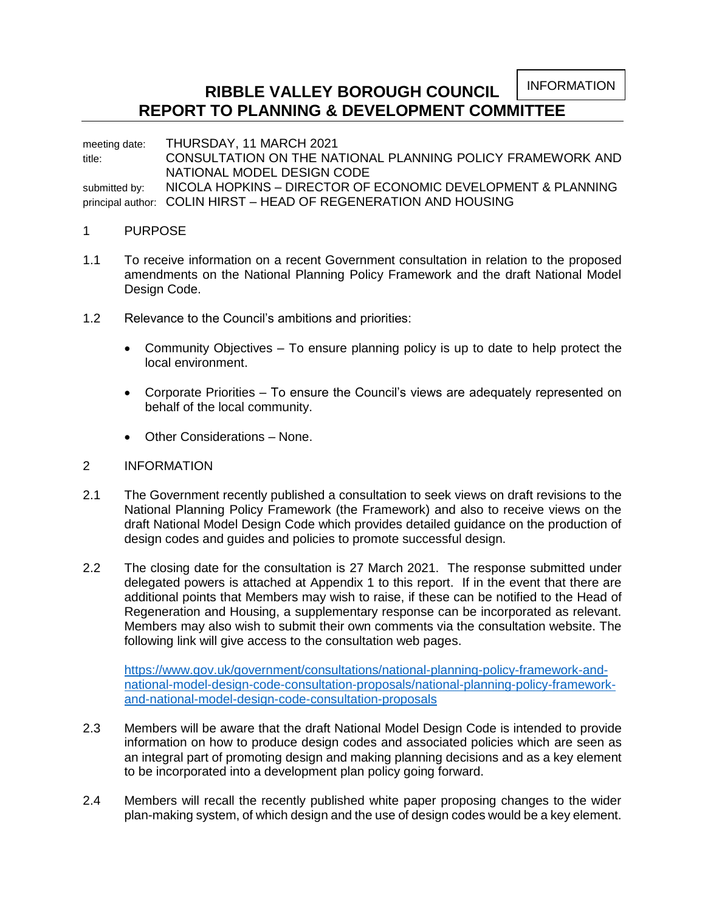INFORMATION

# RIBBLE VALLEY BOROUGH COUNCIL
## REPORT TO PLANNING & DEVELOPMENT COMMITTEE

meeting date: THURSDAY, 11 MARCH 2021
title: CONSULTATION ON THE NATIONAL PLANNING POLICY FRAMEWORK AND NATIONAL MODEL DESIGN CODE
submitted by: NICOLA HOPKINS – DIRECTOR OF ECONOMIC DEVELOPMENT & PLANNING
principal author: COLIN HIRST – HEAD OF REGENERATION AND HOUSING

1 PURPOSE

1.1 To receive information on a recent Government consultation in relation to the proposed amendments on the National Planning Policy Framework and the draft National Model Design Code.

1.2 Relevance to the Council's ambitions and priorities:

- Community Objectives – To ensure planning policy is up to date to help protect the local environment.
- Corporate Priorities – To ensure the Council's views are adequately represented on behalf of the local community.
- Other Considerations – None.

2 INFORMATION

2.1 The Government recently published a consultation to seek views on draft revisions to the National Planning Policy Framework (the Framework) and also to receive views on the draft National Model Design Code which provides detailed guidance on the production of design codes and guides and policies to promote successful design.

2.2 The closing date for the consultation is 27 March 2021. The response submitted under delegated powers is attached at Appendix 1 to this report. If in the event that there are additional points that Members may wish to raise, if these can be notified to the Head of Regeneration and Housing, a supplementary response can be incorporated as relevant. Members may also wish to submit their own comments via the consultation website. The following link will give access to the consultation web pages.

https://www.gov.uk/government/consultations/national-planning-policy-framework-and-national-model-design-code-consultation-proposals/national-planning-policy-framework-and-national-model-design-code-consultation-proposals

2.3 Members will be aware that the draft National Model Design Code is intended to provide information on how to produce design codes and associated policies which are seen as an integral part of promoting design and making planning decisions and as a key element to be incorporated into a development plan policy going forward.

2.4 Members will recall the recently published white paper proposing changes to the wider plan-making system, of which design and the use of design codes would be a key element.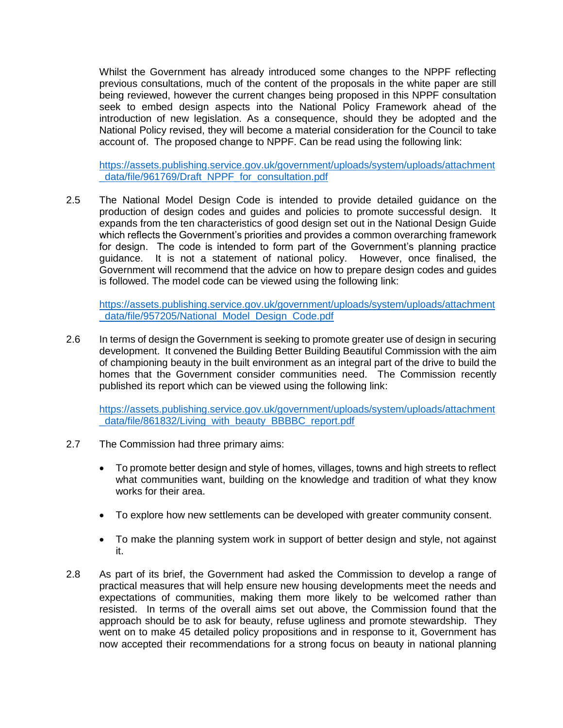Whilst the Government has already introduced some changes to the NPPF reflecting previous consultations, much of the content of the proposals in the white paper are still being reviewed, however the current changes being proposed in this NPPF consultation seek to embed design aspects into the National Policy Framework ahead of the introduction of new legislation. As a consequence, should they be adopted and the National Policy revised, they will become a material consideration for the Council to take account of. The proposed change to NPPF. Can be read using the following link:

https://assets.publishing.service.gov.uk/government/uploads/system/uploads/attachment_data/file/961769/Draft_NPPF_for_consultation.pdf

2.5 The National Model Design Code is intended to provide detailed guidance on the production of design codes and guides and policies to promote successful design. It expands from the ten characteristics of good design set out in the National Design Guide which reflects the Government's priorities and provides a common overarching framework for design. The code is intended to form part of the Government's planning practice guidance. It is not a statement of national policy. However, once finalised, the Government will recommend that the advice on how to prepare design codes and guides is followed. The model code can be viewed using the following link:

https://assets.publishing.service.gov.uk/government/uploads/system/uploads/attachment_data/file/957205/National_Model_Design_Code.pdf

2.6 In terms of design the Government is seeking to promote greater use of design in securing development. It convened the Building Better Building Beautiful Commission with the aim of championing beauty in the built environment as an integral part of the drive to build the homes that the Government consider communities need. The Commission recently published its report which can be viewed using the following link:

https://assets.publishing.service.gov.uk/government/uploads/system/uploads/attachment_data/file/861832/Living_with_beauty_BBBBC_report.pdf

2.7 The Commission had three primary aims:

- To promote better design and style of homes, villages, towns and high streets to reflect what communities want, building on the knowledge and tradition of what they know works for their area.
- To explore how new settlements can be developed with greater community consent.
- To make the planning system work in support of better design and style, not against it.

2.8 As part of its brief, the Government had asked the Commission to develop a range of practical measures that will help ensure new housing developments meet the needs and expectations of communities, making them more likely to be welcomed rather than resisted. In terms of the overall aims set out above, the Commission found that the approach should be to ask for beauty, refuse ugliness and promote stewardship. They went on to make 45 detailed policy propositions and in response to it, Government has now accepted their recommendations for a strong focus on beauty in national planning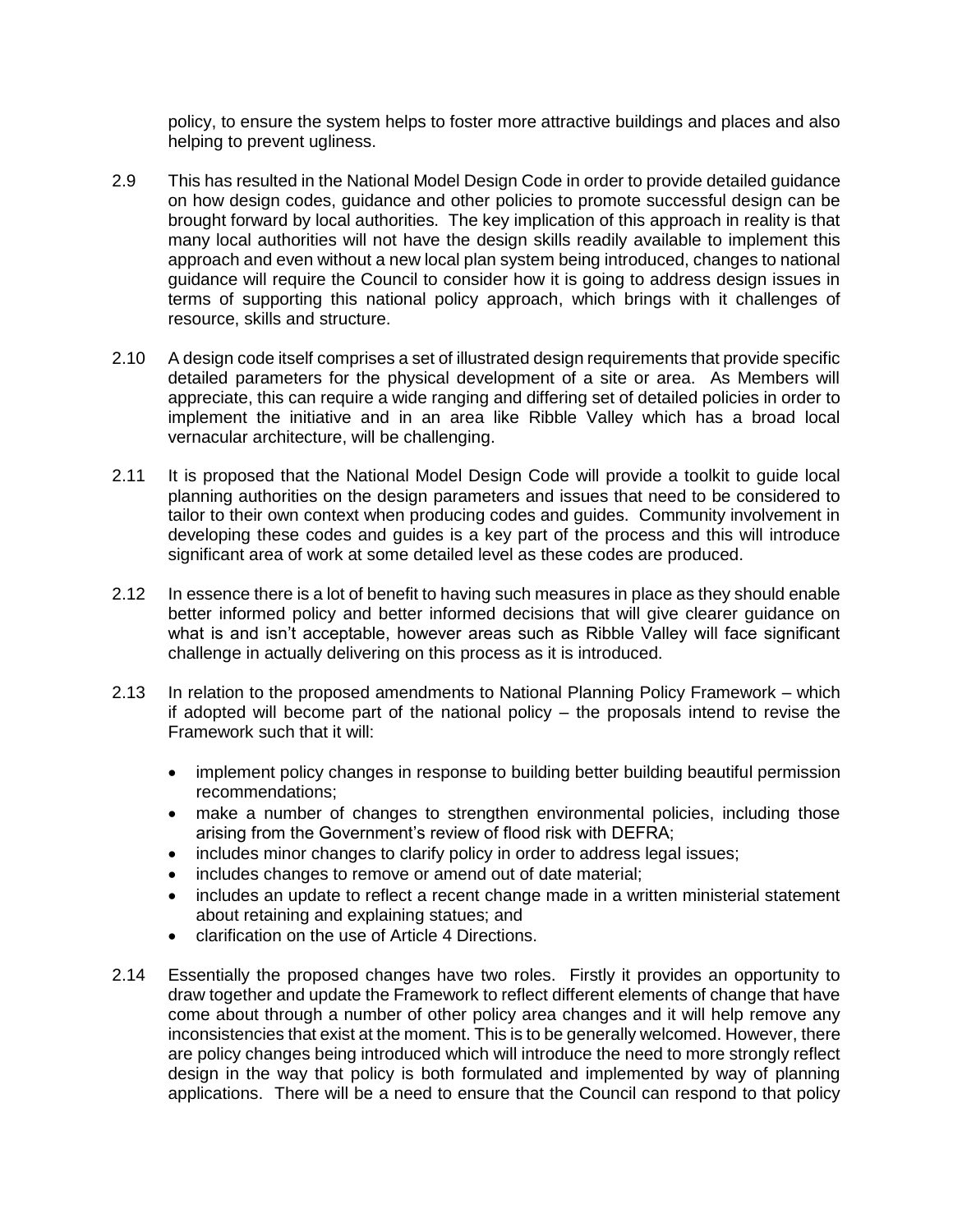policy, to ensure the system helps to foster more attractive buildings and places and also helping to prevent ugliness.

2.9 This has resulted in the National Model Design Code in order to provide detailed guidance on how design codes, guidance and other policies to promote successful design can be brought forward by local authorities. The key implication of this approach in reality is that many local authorities will not have the design skills readily available to implement this approach and even without a new local plan system being introduced, changes to national guidance will require the Council to consider how it is going to address design issues in terms of supporting this national policy approach, which brings with it challenges of resource, skills and structure.

2.10 A design code itself comprises a set of illustrated design requirements that provide specific detailed parameters for the physical development of a site or area. As Members will appreciate, this can require a wide ranging and differing set of detailed policies in order to implement the initiative and in an area like Ribble Valley which has a broad local vernacular architecture, will be challenging.

2.11 It is proposed that the National Model Design Code will provide a toolkit to guide local planning authorities on the design parameters and issues that need to be considered to tailor to their own context when producing codes and guides. Community involvement in developing these codes and guides is a key part of the process and this will introduce significant area of work at some detailed level as these codes are produced.

2.12 In essence there is a lot of benefit to having such measures in place as they should enable better informed policy and better informed decisions that will give clearer guidance on what is and isn't acceptable, however areas such as Ribble Valley will face significant challenge in actually delivering on this process as it is introduced.

2.13 In relation to the proposed amendments to National Planning Policy Framework – which if adopted will become part of the national policy – the proposals intend to revise the Framework such that it will:

- implement policy changes in response to building better building beautiful permission recommendations;
- make a number of changes to strengthen environmental policies, including those arising from the Government's review of flood risk with DEFRA;
- includes minor changes to clarify policy in order to address legal issues;
- includes changes to remove or amend out of date material;
- includes an update to reflect a recent change made in a written ministerial statement about retaining and explaining statues; and
- clarification on the use of Article 4 Directions.

2.14 Essentially the proposed changes have two roles. Firstly it provides an opportunity to draw together and update the Framework to reflect different elements of change that have come about through a number of other policy area changes and it will help remove any inconsistencies that exist at the moment. This is to be generally welcomed. However, there are policy changes being introduced which will introduce the need to more strongly reflect design in the way that policy is both formulated and implemented by way of planning applications. There will be a need to ensure that the Council can respond to that policy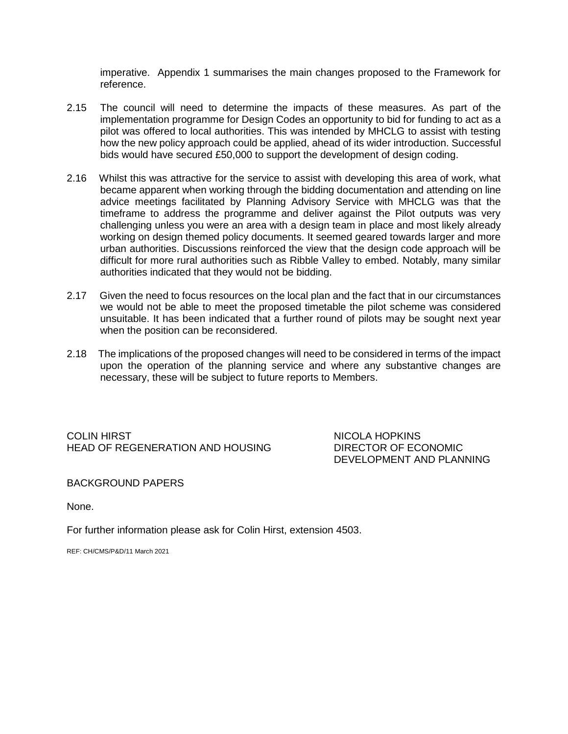imperative. Appendix 1 summarises the main changes proposed to the Framework for reference.

2.15 The council will need to determine the impacts of these measures. As part of the implementation programme for Design Codes an opportunity to bid for funding to act as a pilot was offered to local authorities. This was intended by MHCLG to assist with testing how the new policy approach could be applied, ahead of its wider introduction. Successful bids would have secured £50,000 to support the development of design coding.

2.16 Whilst this was attractive for the service to assist with developing this area of work, what became apparent when working through the bidding documentation and attending on line advice meetings facilitated by Planning Advisory Service with MHCLG was that the timeframe to address the programme and deliver against the Pilot outputs was very challenging unless you were an area with a design team in place and most likely already working on design themed policy documents. It seemed geared towards larger and more urban authorities. Discussions reinforced the view that the design code approach will be difficult for more rural authorities such as Ribble Valley to embed. Notably, many similar authorities indicated that they would not be bidding.

2.17 Given the need to focus resources on the local plan and the fact that in our circumstances we would not be able to meet the proposed timetable the pilot scheme was considered unsuitable. It has been indicated that a further round of pilots may be sought next year when the position can be reconsidered.

2.18 The implications of the proposed changes will need to be considered in terms of the impact upon the operation of the planning service and where any substantive changes are necessary, these will be subject to future reports to Members.

COLIN HIRST
HEAD OF REGENERATION AND HOUSING

NICOLA HOPKINS
DIRECTOR OF ECONOMIC DEVELOPMENT AND PLANNING

BACKGROUND PAPERS

None.

For further information please ask for Colin Hirst, extension 4503.

REF: CH/CMS/P&D/11 March 2021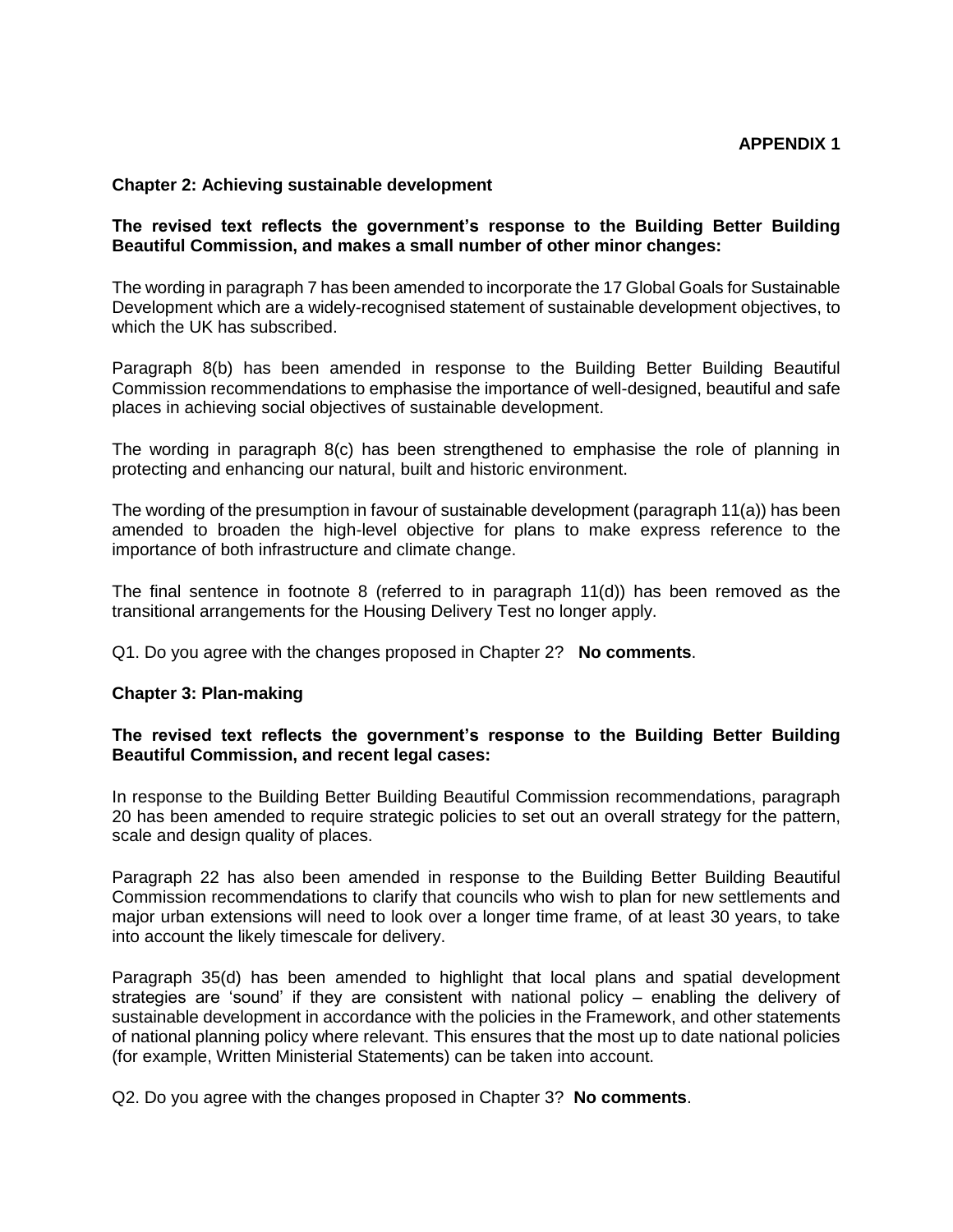**APPENDIX 1**

**Chapter 2: Achieving sustainable development**

**The revised text reflects the government's response to the Building Better Building Beautiful Commission, and makes a small number of other minor changes:**

The wording in paragraph 7 has been amended to incorporate the 17 Global Goals for Sustainable Development which are a widely-recognised statement of sustainable development objectives, to which the UK has subscribed.

Paragraph 8(b) has been amended in response to the Building Better Building Beautiful Commission recommendations to emphasise the importance of well-designed, beautiful and safe places in achieving social objectives of sustainable development.

The wording in paragraph 8(c) has been strengthened to emphasise the role of planning in protecting and enhancing our natural, built and historic environment.

The wording of the presumption in favour of sustainable development (paragraph 11(a)) has been amended to broaden the high-level objective for plans to make express reference to the importance of both infrastructure and climate change.

The final sentence in footnote 8 (referred to in paragraph 11(d)) has been removed as the transitional arrangements for the Housing Delivery Test no longer apply.

Q1. Do you agree with the changes proposed in Chapter 2? **No comments**.

**Chapter 3: Plan-making**

**The revised text reflects the government's response to the Building Better Building Beautiful Commission, and recent legal cases:**

In response to the Building Better Building Beautiful Commission recommendations, paragraph 20 has been amended to require strategic policies to set out an overall strategy for the pattern, scale and design quality of places.

Paragraph 22 has also been amended in response to the Building Better Building Beautiful Commission recommendations to clarify that councils who wish to plan for new settlements and major urban extensions will need to look over a longer time frame, of at least 30 years, to take into account the likely timescale for delivery.

Paragraph 35(d) has been amended to highlight that local plans and spatial development strategies are 'sound' if they are consistent with national policy – enabling the delivery of sustainable development in accordance with the policies in the Framework, and other statements of national planning policy where relevant. This ensures that the most up to date national policies (for example, Written Ministerial Statements) can be taken into account.

Q2. Do you agree with the changes proposed in Chapter 3? **No comments**.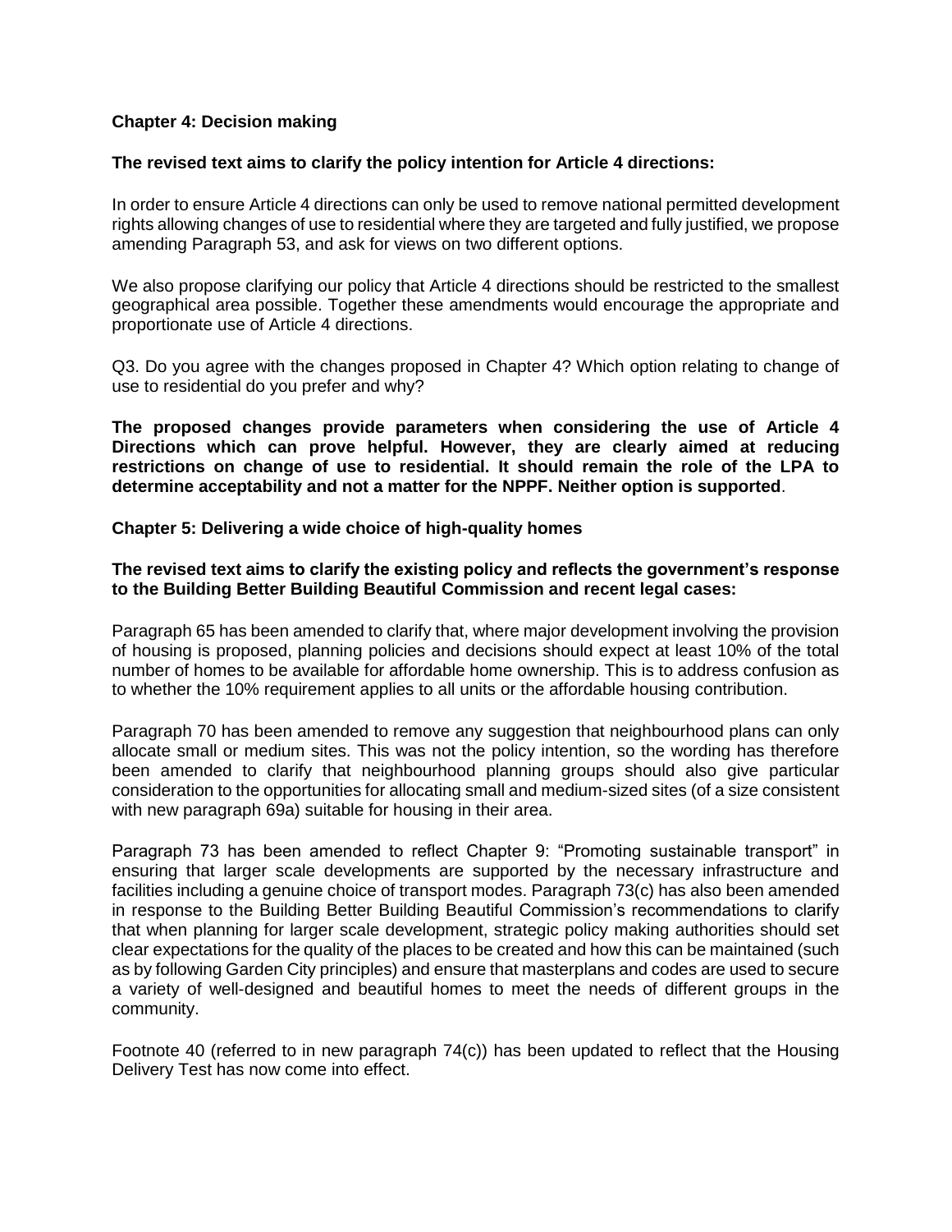**Chapter 4: Decision making**

**The revised text aims to clarify the policy intention for Article 4 directions:**

In order to ensure Article 4 directions can only be used to remove national permitted development rights allowing changes of use to residential where they are targeted and fully justified, we propose amending Paragraph 53, and ask for views on two different options.

We also propose clarifying our policy that Article 4 directions should be restricted to the smallest geographical area possible. Together these amendments would encourage the appropriate and proportionate use of Article 4 directions.

Q3. Do you agree with the changes proposed in Chapter 4? Which option relating to change of use to residential do you prefer and why?

**The proposed changes provide parameters when considering the use of Article 4 Directions which can prove helpful. However, they are clearly aimed at reducing restrictions on change of use to residential. It should remain the role of the LPA to determine acceptability and not a matter for the NPPF. Neither option is supported**.

**Chapter 5: Delivering a wide choice of high-quality homes**

**The revised text aims to clarify the existing policy and reflects the government's response to the Building Better Building Beautiful Commission and recent legal cases:**

Paragraph 65 has been amended to clarify that, where major development involving the provision of housing is proposed, planning policies and decisions should expect at least 10% of the total number of homes to be available for affordable home ownership. This is to address confusion as to whether the 10% requirement applies to all units or the affordable housing contribution.

Paragraph 70 has been amended to remove any suggestion that neighbourhood plans can only allocate small or medium sites. This was not the policy intention, so the wording has therefore been amended to clarify that neighbourhood planning groups should also give particular consideration to the opportunities for allocating small and medium-sized sites (of a size consistent with new paragraph 69a) suitable for housing in their area.

Paragraph 73 has been amended to reflect Chapter 9: "Promoting sustainable transport" in ensuring that larger scale developments are supported by the necessary infrastructure and facilities including a genuine choice of transport modes. Paragraph 73(c) has also been amended in response to the Building Better Building Beautiful Commission's recommendations to clarify that when planning for larger scale development, strategic policy making authorities should set clear expectations for the quality of the places to be created and how this can be maintained (such as by following Garden City principles) and ensure that masterplans and codes are used to secure a variety of well-designed and beautiful homes to meet the needs of different groups in the community.

Footnote 40 (referred to in new paragraph 74(c)) has been updated to reflect that the Housing Delivery Test has now come into effect.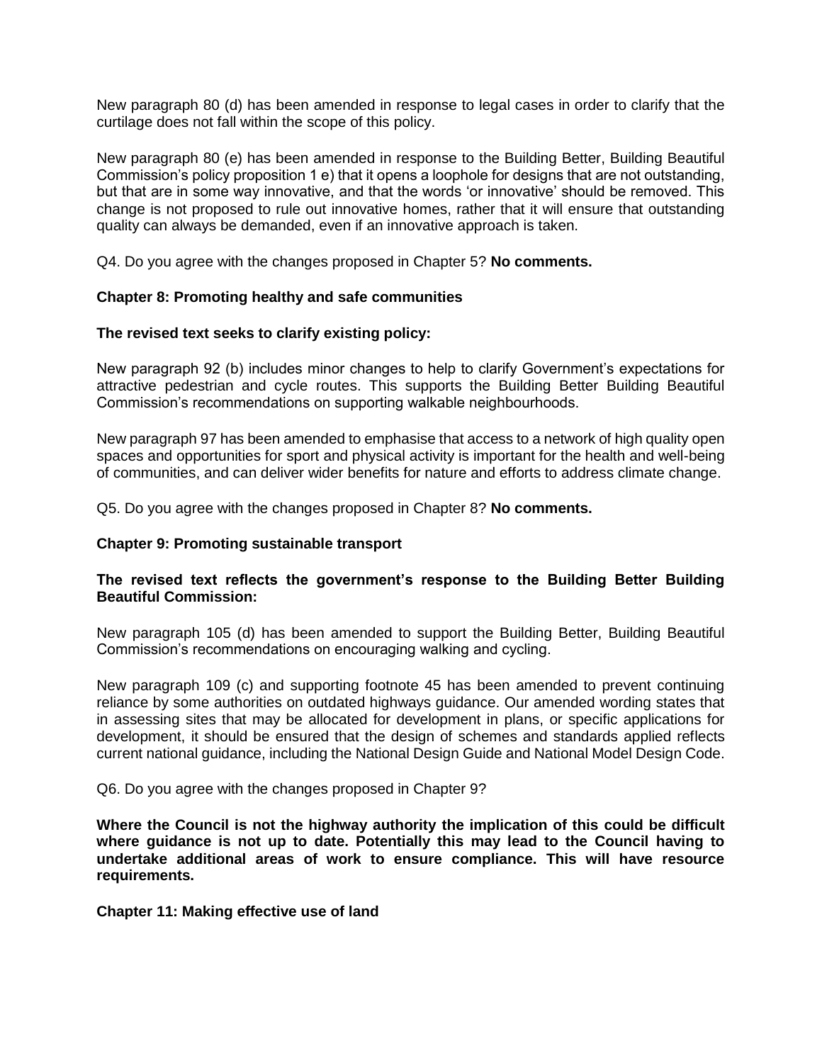New paragraph 80 (d) has been amended in response to legal cases in order to clarify that the curtilage does not fall within the scope of this policy.

New paragraph 80 (e) has been amended in response to the Building Better, Building Beautiful Commission's policy proposition 1 e) that it opens a loophole for designs that are not outstanding, but that are in some way innovative, and that the words 'or innovative' should be removed. This change is not proposed to rule out innovative homes, rather that it will ensure that outstanding quality can always be demanded, even if an innovative approach is taken.

Q4. Do you agree with the changes proposed in Chapter 5? **No comments.**

**Chapter 8: Promoting healthy and safe communities**

**The revised text seeks to clarify existing policy:**

New paragraph 92 (b) includes minor changes to help to clarify Government's expectations for attractive pedestrian and cycle routes. This supports the Building Better Building Beautiful Commission's recommendations on supporting walkable neighbourhoods.

New paragraph 97 has been amended to emphasise that access to a network of high quality open spaces and opportunities for sport and physical activity is important for the health and well-being of communities, and can deliver wider benefits for nature and efforts to address climate change.

Q5. Do you agree with the changes proposed in Chapter 8? **No comments.**

**Chapter 9: Promoting sustainable transport**

**The revised text reflects the government's response to the Building Better Building Beautiful Commission:**

New paragraph 105 (d) has been amended to support the Building Better, Building Beautiful Commission's recommendations on encouraging walking and cycling.

New paragraph 109 (c) and supporting footnote 45 has been amended to prevent continuing reliance by some authorities on outdated highways guidance. Our amended wording states that in assessing sites that may be allocated for development in plans, or specific applications for development, it should be ensured that the design of schemes and standards applied reflects current national guidance, including the National Design Guide and National Model Design Code.

Q6. Do you agree with the changes proposed in Chapter 9?

**Where the Council is not the highway authority the implication of this could be difficult where guidance is not up to date. Potentially this may lead to the Council having to undertake additional areas of work to ensure compliance. This will have resource requirements.**

**Chapter 11: Making effective use of land**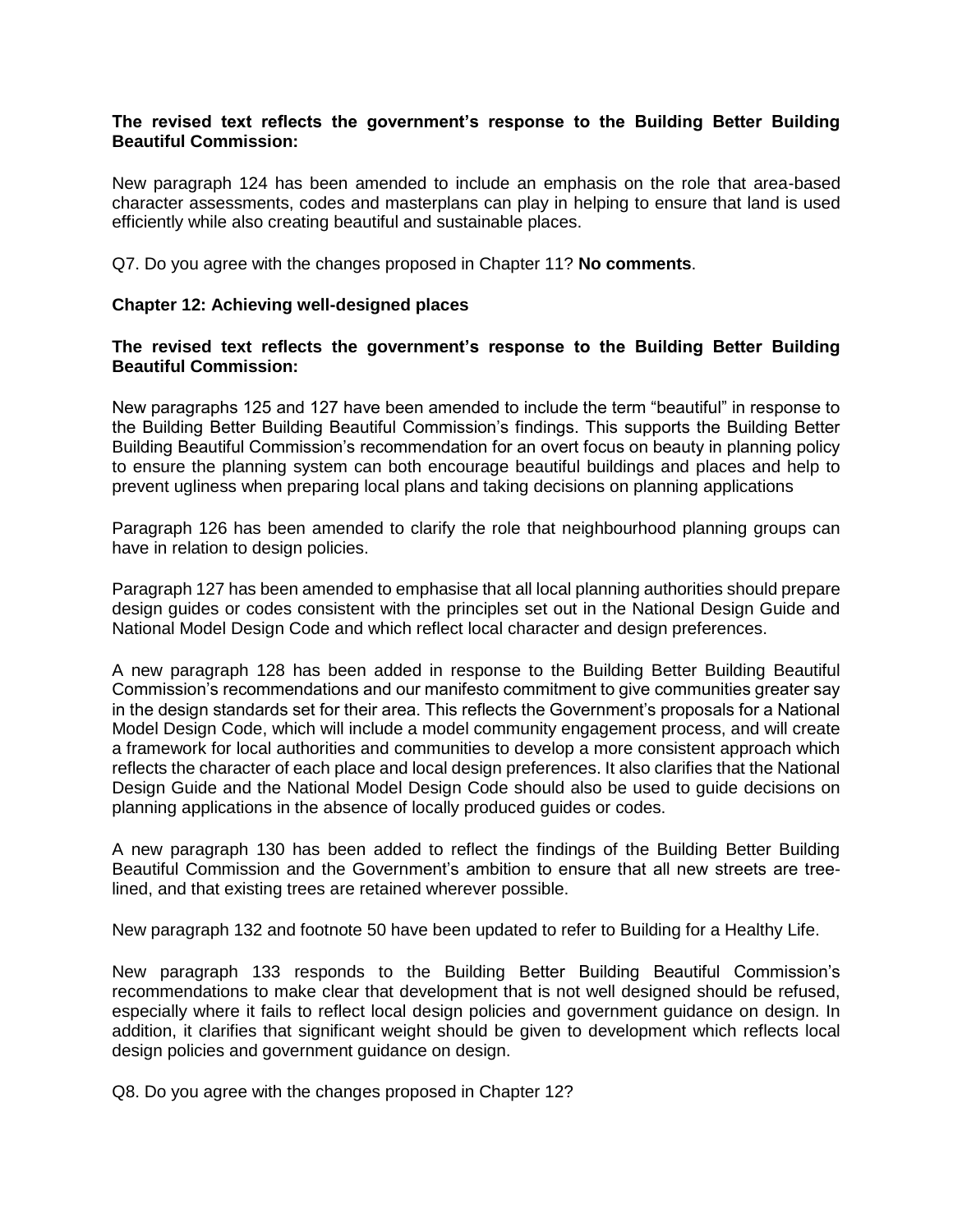**The revised text reflects the government's response to the Building Better Building Beautiful Commission:**

New paragraph 124 has been amended to include an emphasis on the role that area-based character assessments, codes and masterplans can play in helping to ensure that land is used efficiently while also creating beautiful and sustainable places.

Q7. Do you agree with the changes proposed in Chapter 11? **No comments**.

**Chapter 12: Achieving well-designed places**

**The revised text reflects the government's response to the Building Better Building Beautiful Commission:**

New paragraphs 125 and 127 have been amended to include the term "beautiful" in response to the Building Better Building Beautiful Commission's findings. This supports the Building Better Building Beautiful Commission's recommendation for an overt focus on beauty in planning policy to ensure the planning system can both encourage beautiful buildings and places and help to prevent ugliness when preparing local plans and taking decisions on planning applications

Paragraph 126 has been amended to clarify the role that neighbourhood planning groups can have in relation to design policies.

Paragraph 127 has been amended to emphasise that all local planning authorities should prepare design guides or codes consistent with the principles set out in the National Design Guide and National Model Design Code and which reflect local character and design preferences.

A new paragraph 128 has been added in response to the Building Better Building Beautiful Commission's recommendations and our manifesto commitment to give communities greater say in the design standards set for their area. This reflects the Government's proposals for a National Model Design Code, which will include a model community engagement process, and will create a framework for local authorities and communities to develop a more consistent approach which reflects the character of each place and local design preferences. It also clarifies that the National Design Guide and the National Model Design Code should also be used to guide decisions on planning applications in the absence of locally produced guides or codes.

A new paragraph 130 has been added to reflect the findings of the Building Better Building Beautiful Commission and the Government's ambition to ensure that all new streets are tree-lined, and that existing trees are retained wherever possible.

New paragraph 132 and footnote 50 have been updated to refer to Building for a Healthy Life.

New paragraph 133 responds to the Building Better Building Beautiful Commission's recommendations to make clear that development that is not well designed should be refused, especially where it fails to reflect local design policies and government guidance on design. In addition, it clarifies that significant weight should be given to development which reflects local design policies and government guidance on design.

Q8. Do you agree with the changes proposed in Chapter 12?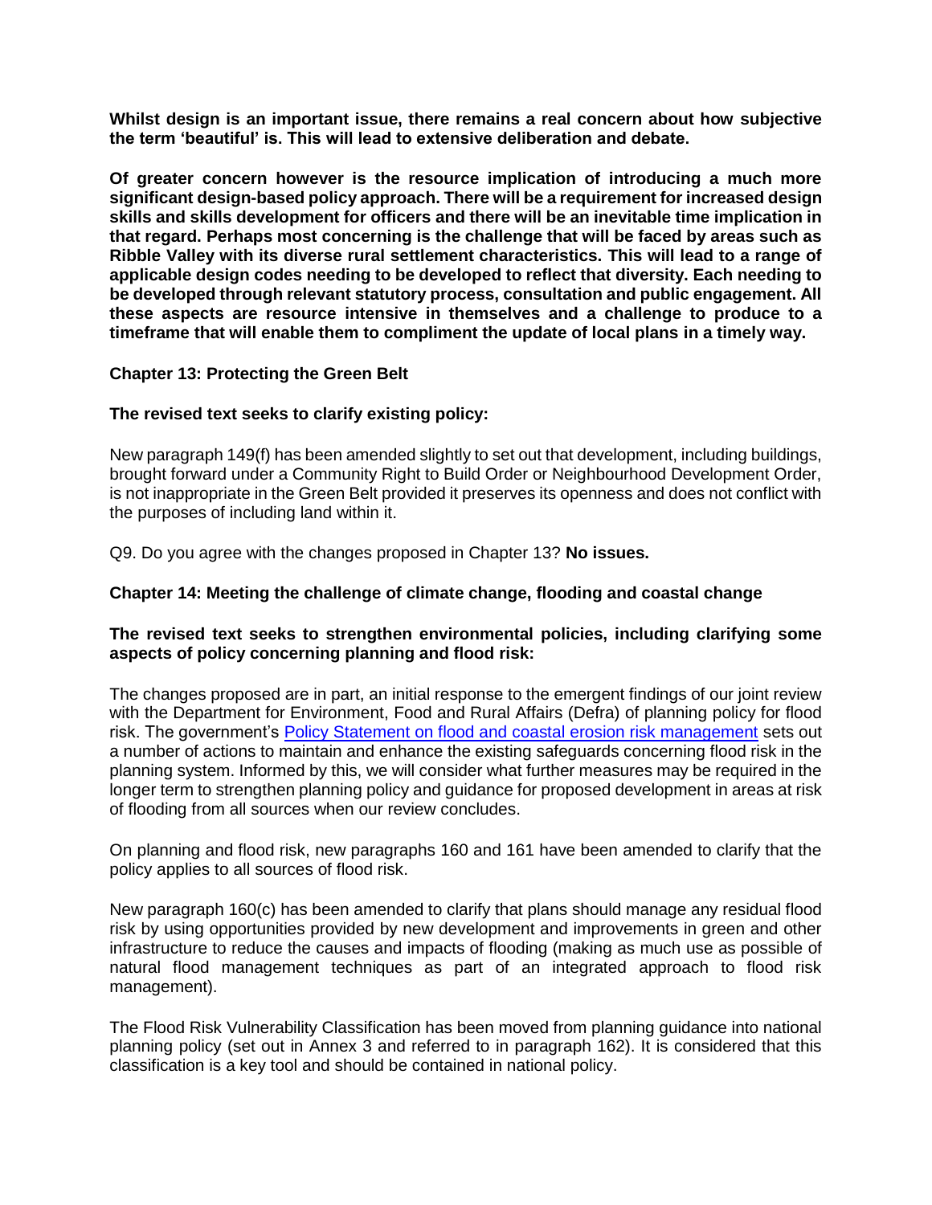**Whilst design is an important issue, there remains a real concern about how subjective the term 'beautiful' is. This will lead to extensive deliberation and debate.**

**Of greater concern however is the resource implication of introducing a much more significant design-based policy approach. There will be a requirement for increased design skills and skills development for officers and there will be an inevitable time implication in that regard. Perhaps most concerning is the challenge that will be faced by areas such as Ribble Valley with its diverse rural settlement characteristics. This will lead to a range of applicable design codes needing to be developed to reflect that diversity. Each needing to be developed through relevant statutory process, consultation and public engagement. All these aspects are resource intensive in themselves and a challenge to produce to a timeframe that will enable them to compliment the update of local plans in a timely way.**

**Chapter 13: Protecting the Green Belt**

**The revised text seeks to clarify existing policy:**

New paragraph 149(f) has been amended slightly to set out that development, including buildings, brought forward under a Community Right to Build Order or Neighbourhood Development Order, is not inappropriate in the Green Belt provided it preserves its openness and does not conflict with the purposes of including land within it.

Q9. Do you agree with the changes proposed in Chapter 13? **No issues.**

**Chapter 14: Meeting the challenge of climate change, flooding and coastal change**

**The revised text seeks to strengthen environmental policies, including clarifying some aspects of policy concerning planning and flood risk:**

The changes proposed are in part, an initial response to the emergent findings of our joint review with the Department for Environment, Food and Rural Affairs (Defra) of planning policy for flood risk. The government's [Policy Statement on flood and coastal erosion risk management] sets out a number of actions to maintain and enhance the existing safeguards concerning flood risk in the planning system. Informed by this, we will consider what further measures may be required in the longer term to strengthen planning policy and guidance for proposed development in areas at risk of flooding from all sources when our review concludes.

On planning and flood risk, new paragraphs 160 and 161 have been amended to clarify that the policy applies to all sources of flood risk.

New paragraph 160(c) has been amended to clarify that plans should manage any residual flood risk by using opportunities provided by new development and improvements in green and other infrastructure to reduce the causes and impacts of flooding (making as much use as possible of natural flood management techniques as part of an integrated approach to flood risk management).

The Flood Risk Vulnerability Classification has been moved from planning guidance into national planning policy (set out in Annex 3 and referred to in paragraph 162). It is considered that this classification is a key tool and should be contained in national policy.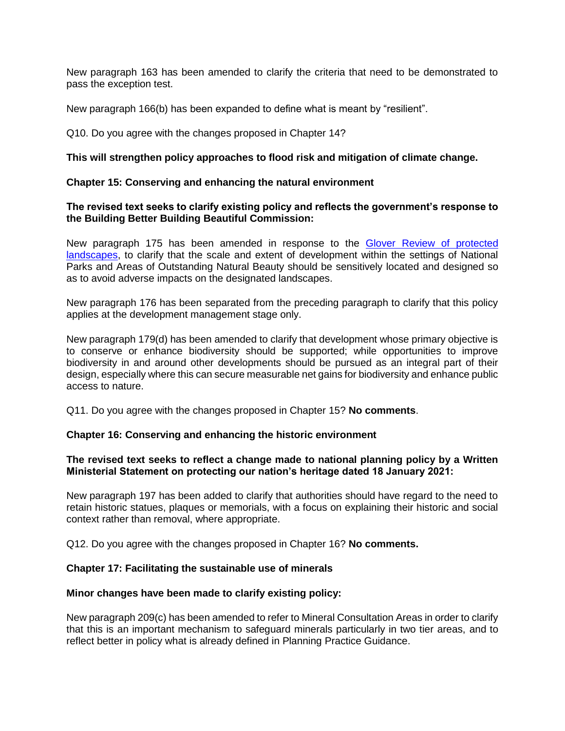New paragraph 163 has been amended to clarify the criteria that need to be demonstrated to pass the exception test.

New paragraph 166(b) has been expanded to define what is meant by "resilient".

Q10. Do you agree with the changes proposed in Chapter 14?

**This will strengthen policy approaches to flood risk and mitigation of climate change.**

**Chapter 15: Conserving and enhancing the natural environment**

**The revised text seeks to clarify existing policy and reflects the government's response to the Building Better Building Beautiful Commission:**

New paragraph 175 has been amended in response to the [Glover Review of protected landscapes](), to clarify that the scale and extent of development within the settings of National Parks and Areas of Outstanding Natural Beauty should be sensitively located and designed so as to avoid adverse impacts on the designated landscapes.

New paragraph 176 has been separated from the preceding paragraph to clarify that this policy applies at the development management stage only.

New paragraph 179(d) has been amended to clarify that development whose primary objective is to conserve or enhance biodiversity should be supported; while opportunities to improve biodiversity in and around other developments should be pursued as an integral part of their design, especially where this can secure measurable net gains for biodiversity and enhance public access to nature.

Q11. Do you agree with the changes proposed in Chapter 15? **No comments**.

**Chapter 16: Conserving and enhancing the historic environment**

**The revised text seeks to reflect a change made to national planning policy by a Written Ministerial Statement on protecting our nation's heritage dated 18 January 2021:**

New paragraph 197 has been added to clarify that authorities should have regard to the need to retain historic statues, plaques or memorials, with a focus on explaining their historic and social context rather than removal, where appropriate.

Q12. Do you agree with the changes proposed in Chapter 16? **No comments.**

**Chapter 17: Facilitating the sustainable use of minerals**

**Minor changes have been made to clarify existing policy:**

New paragraph 209(c) has been amended to refer to Mineral Consultation Areas in order to clarify that this is an important mechanism to safeguard minerals particularly in two tier areas, and to reflect better in policy what is already defined in Planning Practice Guidance.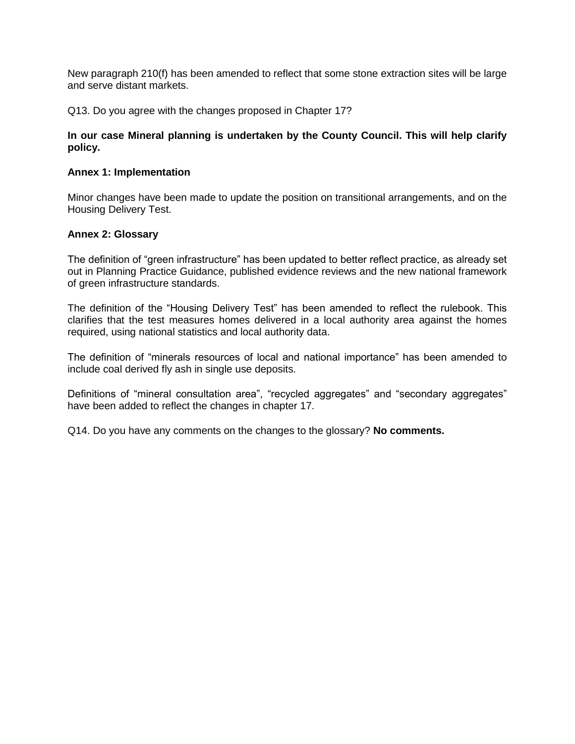New paragraph 210(f) has been amended to reflect that some stone extraction sites will be large and serve distant markets.

Q13. Do you agree with the changes proposed in Chapter 17?

**In our case Mineral planning is undertaken by the County Council. This will help clarify policy.**

**Annex 1: Implementation**

Minor changes have been made to update the position on transitional arrangements, and on the Housing Delivery Test.

**Annex 2: Glossary**

The definition of "green infrastructure" has been updated to better reflect practice, as already set out in Planning Practice Guidance, published evidence reviews and the new national framework of green infrastructure standards.

The definition of the "Housing Delivery Test" has been amended to reflect the rulebook. This clarifies that the test measures homes delivered in a local authority area against the homes required, using national statistics and local authority data.

The definition of "minerals resources of local and national importance" has been amended to include coal derived fly ash in single use deposits.

Definitions of "mineral consultation area", "recycled aggregates" and "secondary aggregates" have been added to reflect the changes in chapter 17.

Q14. Do you have any comments on the changes to the glossary? **No comments.**